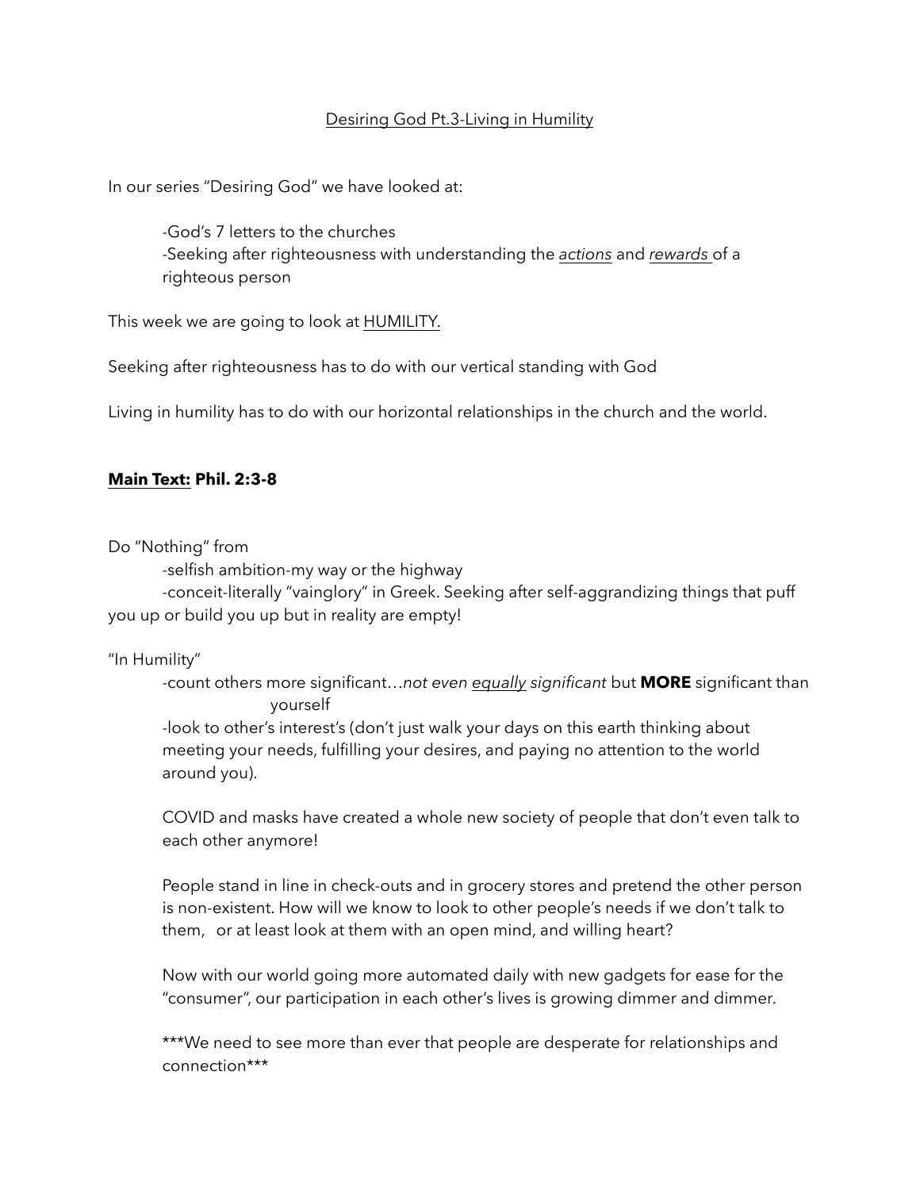Desiring God Pt.3-Living in Humility

In our series "Desiring God" we have looked at:

- -God's 7 letters to the churches
- -Seeking after righteousness with understanding the *actions* and *rewards* of a righteous person

This week we are going to look at HUMILITY.

Seeking after righteousness has to do with our vertical standing with God

Living in humility has to do with our horizontal relationships in the church and the world.

**Main Text: Phil. 2:3-8**

Do "Nothing" from

- -selfish ambition-my way or the highway
- -conceit-literally "vainglory" in Greek. Seeking after self-aggrandizing things that puff you up or build you up but in reality are empty!

"In Humility"

- -count others more significant…*not even equally significant* but **MORE** significant than yourself
- -look to other's interest's (don't just walk your days on this earth thinking about meeting your needs, fulfilling your desires, and paying no attention to the world around you).

COVID and masks have created a whole new society of people that don't even talk to each other anymore!

People stand in line in check-outs and in grocery stores and pretend the other person is non-existent. How will we know to look to other people's needs if we don't talk to them, or at least look at them with an open mind, and willing heart?

Now with our world going more automated daily with new gadgets for ease for the "consumer", our participation in each other's lives is growing dimmer and dimmer.

***We need to see more than ever that people are desperate for relationships and connection***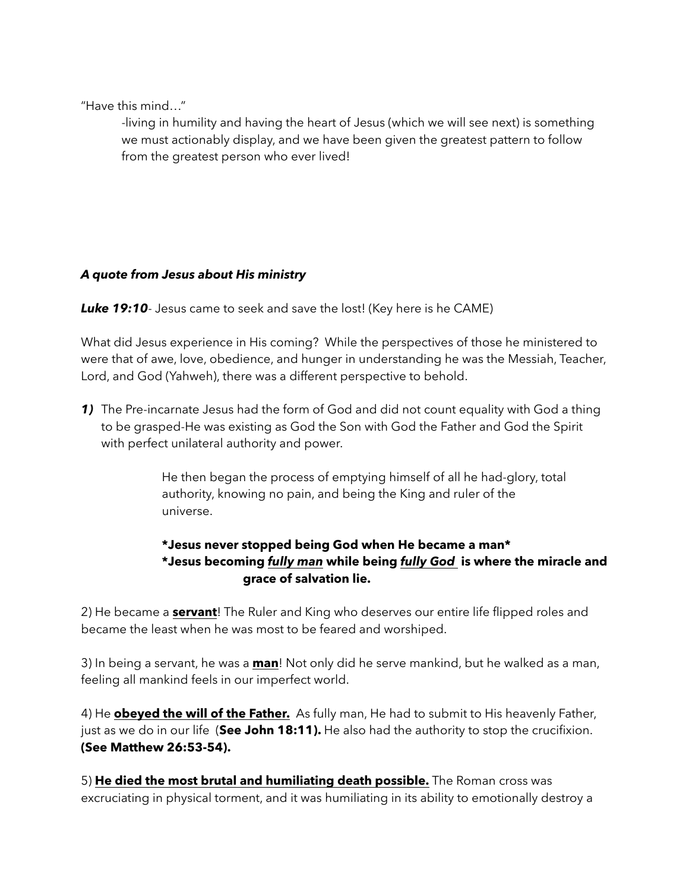"Have this mind…"

-living in humility and having the heart of Jesus (which we will see next) is something we must actionably display, and we have been given the greatest pattern to follow from the greatest person who ever lived!

***A quote from Jesus about His ministry***

***Luke 19:10***- Jesus came to seek and save the lost! (Key here is he CAME)

What did Jesus experience in His coming? While the perspectives of those he ministered to were that of awe, love, obedience, and hunger in understanding he was the Messiah, Teacher, Lord, and God (Yahweh), there was a different perspective to behold.

***1)*** The Pre-incarnate Jesus had the form of God and did not count equality with God a thing to be grasped-He was existing as God the Son with God the Father and God the Spirit with perfect unilateral authority and power.

> He then began the process of emptying himself of all he had-glory, total authority, knowing no pain, and being the King and ruler of the universe.
>
> **\*Jesus never stopped being God when He became a man\***
> **\*Jesus becoming <u>*fully man*</u> while being <u>*fully God*</u> is where the miracle and grace of salvation lie.**

2) He became a <u>**servant**</u>! The Ruler and King who deserves our entire life flipped roles and became the least when he was most to be feared and worshiped.

3) In being a servant, he was a <u>**man**</u>! Not only did he serve mankind, but he walked as a man, feeling all mankind feels in our imperfect world.

4) He <u>**obeyed the will of the Father.**</u> As fully man, He had to submit to His heavenly Father, just as we do in our life (**See John 18:11).** He also had the authority to stop the crucifixion. **(See Matthew 26:53-54).**

5) <u>**He died the most brutal and humiliating death possible.**</u> The Roman cross was excruciating in physical torment, and it was humiliating in its ability to emotionally destroy a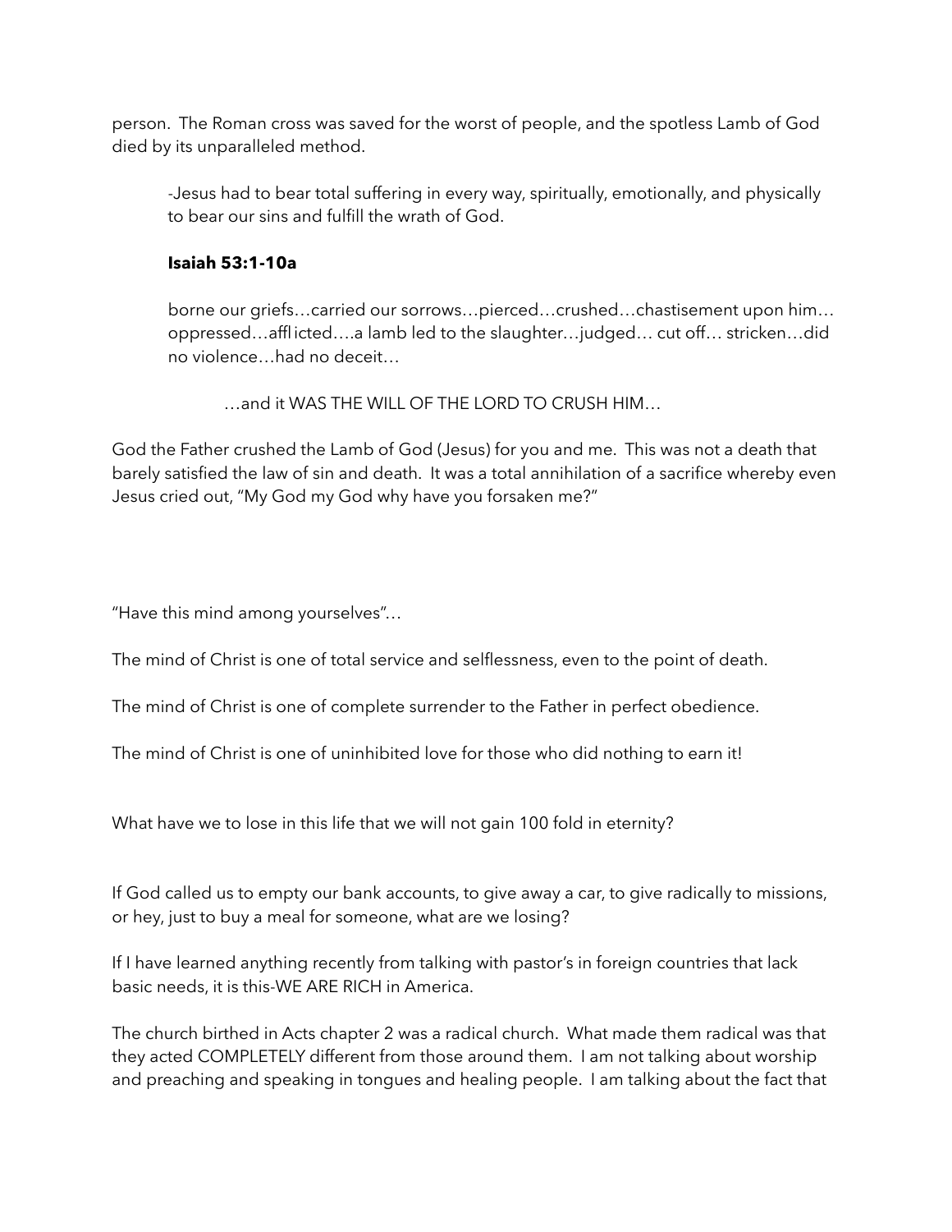person. The Roman cross was saved for the worst of people, and the spotless Lamb of God died by its unparalleled method.

-Jesus had to bear total suffering in every way, spiritually, emotionally, and physically to bear our sins and fulfill the wrath of God.

**Isaiah 53:1-10a**

borne our griefs…carried our sorrows…pierced…crushed…chastisement upon him…oppressed…afflicted….a lamb led to the slaughter…judged… cut off… stricken…did no violence…had no deceit…

…and it WAS THE WILL OF THE LORD TO CRUSH HIM…

God the Father crushed the Lamb of God (Jesus) for you and me. This was not a death that barely satisfied the law of sin and death. It was a total annihilation of a sacrifice whereby even Jesus cried out, "My God my God why have you forsaken me?"

"Have this mind among yourselves"…

The mind of Christ is one of total service and selflessness, even to the point of death.

The mind of Christ is one of complete surrender to the Father in perfect obedience.

The mind of Christ is one of uninhibited love for those who did nothing to earn it!

What have we to lose in this life that we will not gain 100 fold in eternity?

If God called us to empty our bank accounts, to give away a car, to give radically to missions, or hey, just to buy a meal for someone, what are we losing?

If I have learned anything recently from talking with pastor's in foreign countries that lack basic needs, it is this-WE ARE RICH in America.

The church birthed in Acts chapter 2 was a radical church. What made them radical was that they acted COMPLETELY different from those around them. I am not talking about worship and preaching and speaking in tongues and healing people. I am talking about the fact that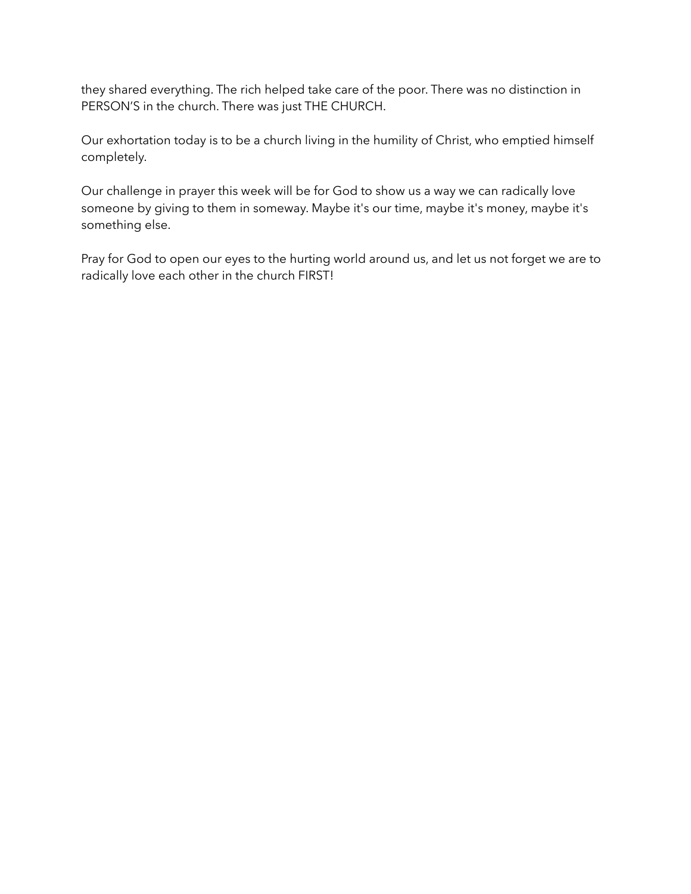they shared everything. The rich helped take care of the poor. There was no distinction in PERSON'S in the church. There was just THE CHURCH.

Our exhortation today is to be a church living in the humility of Christ, who emptied himself completely.

Our challenge in prayer this week will be for God to show us a way we can radically love someone by giving to them in someway. Maybe it's our time, maybe it's money, maybe it's something else.

Pray for God to open our eyes to the hurting world around us, and let us not forget we are to radically love each other in the church FIRST!